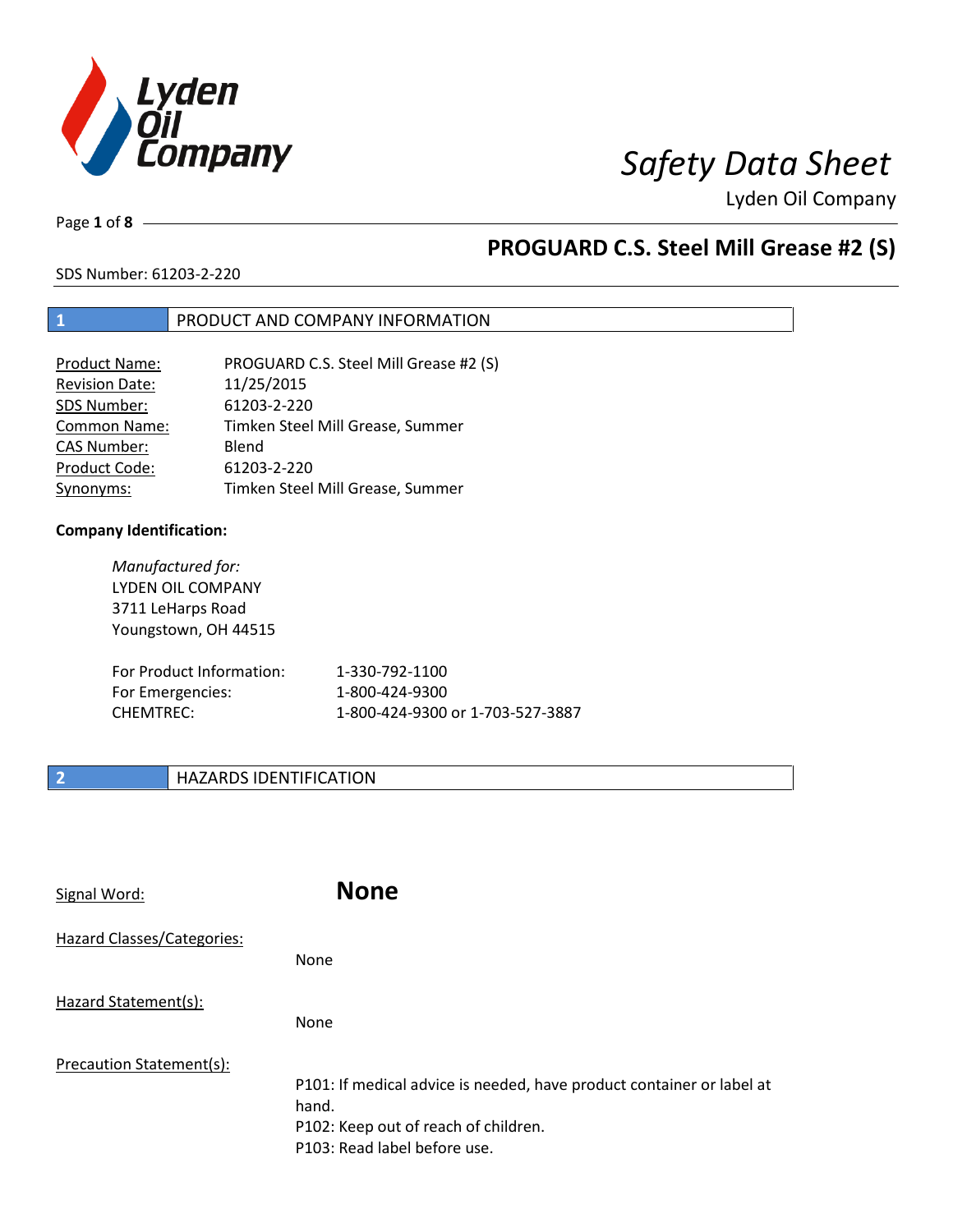# Safety Data Sheet

Lyden Oil Company

## PROGUARD C.S. Steel Mill Grease #2 (S)

SDS Number: 61203-2-220

## 1 PRODUCT AND COMPANY INFORMATION

| | |
|---|---|
| Product Name: | PROGUARD C.S. Steel Mill Grease #2 (S) |
| Revision Date: | 11/25/2015 |
| SDS Number: | 61203-2-220 |
| Common Name: | Timken Steel Mill Grease, Summer |
| CAS Number: | Blend |
| Product Code: | 61203-2-220 |
| Synonyms: | Timken Steel Mill Grease, Summer |

**Company Identification:**

*Manufactured for:*
LYDEN OIL COMPANY
3711 LeHarps Road
Youngstown, OH 44515

| | |
|---|---|
| For Product Information: | 1-330-792-1100 |
| For Emergencies: | 1-800-424-9300 |
| CHEMTREC: | 1-800-424-9300 or 1-703-527-3887 |

## 2 HAZARDS IDENTIFICATION

Signal Word: **None**

Hazard Classes/Categories:

None

Hazard Statement(s):

None

Precaution Statement(s):

P101: If medical advice is needed, have product container or label at hand.
P102: Keep out of reach of children.
P103: Read label before use.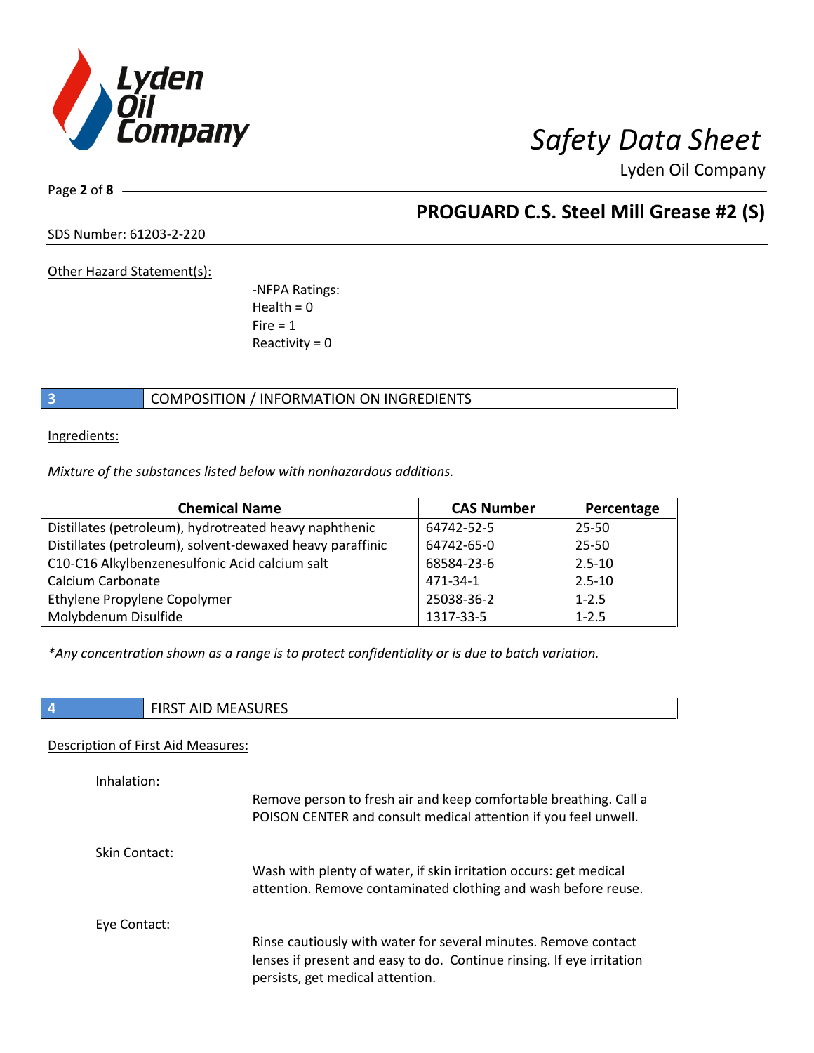Other Hazard Statement(s):

-NFPA Ratings:
Health = 0
Fire = 1
Reactivity = 0

## 3 COMPOSITION / INFORMATION ON INGREDIENTS

Ingredients:

*Mixture of the substances listed below with nonhazardous additions.*

| Chemical Name | CAS Number | Percentage |
|---|---|---|
| Distillates (petroleum), hydrotreated heavy naphthenic | 64742-52-5 | 25-50 |
| Distillates (petroleum), solvent-dewaxed heavy paraffinic | 64742-65-0 | 25-50 |
| C10-C16 Alkylbenzenesulfonic Acid calcium salt | 68584-23-6 | 2.5-10 |
| Calcium Carbonate | 471-34-1 | 2.5-10 |
| Ethylene Propylene Copolymer | 25038-36-2 | 1-2.5 |
| Molybdenum Disulfide | 1317-33-5 | 1-2.5 |

*\*Any concentration shown as a range is to protect confidentiality or is due to batch variation.*

## 4 FIRST AID MEASURES

Description of First Aid Measures:

Inhalation:

Remove person to fresh air and keep comfortable breathing. Call a POISON CENTER and consult medical attention if you feel unwell.

Skin Contact:

Wash with plenty of water, if skin irritation occurs: get medical attention. Remove contaminated clothing and wash before reuse.

Eye Contact:

Rinse cautiously with water for several minutes. Remove contact lenses if present and easy to do. Continue rinsing. If eye irritation persists, get medical attention.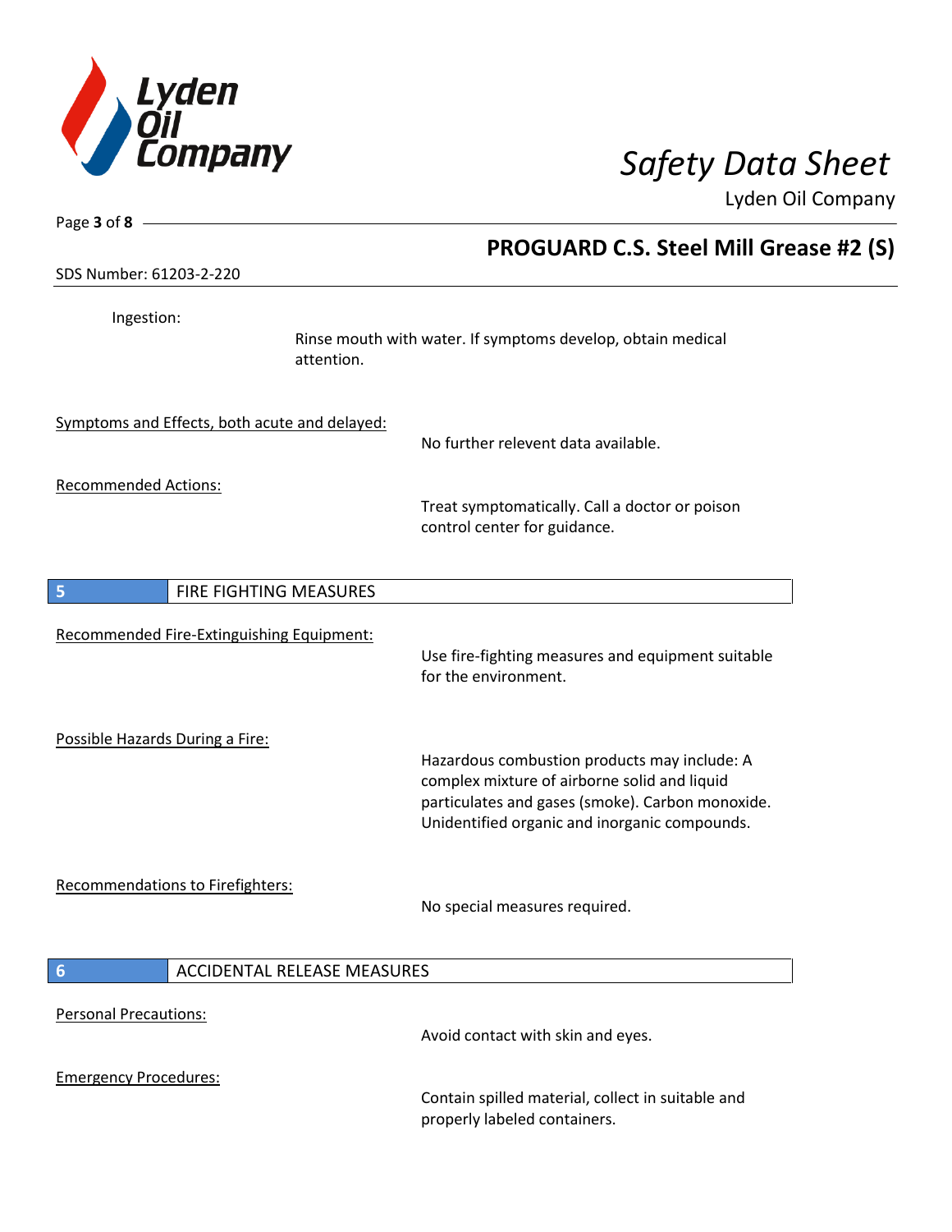Ingestion:

Rinse mouth with water. If symptoms develop, obtain medical attention.

Symptoms and Effects, both acute and delayed:

No further relevent data available.

Recommended Actions:

Treat symptomatically. Call a doctor or poison control center for guidance.

## 5 FIRE FIGHTING MEASURES

Recommended Fire-Extinguishing Equipment:

Use fire-fighting measures and equipment suitable for the environment.

Possible Hazards During a Fire:

Hazardous combustion products may include: A complex mixture of airborne solid and liquid particulates and gases (smoke). Carbon monoxide. Unidentified organic and inorganic compounds.

Recommendations to Firefighters:

No special measures required.

## 6 ACCIDENTAL RELEASE MEASURES

Personal Precautions:

Avoid contact with skin and eyes.

Emergency Procedures:

Contain spilled material, collect in suitable and properly labeled containers.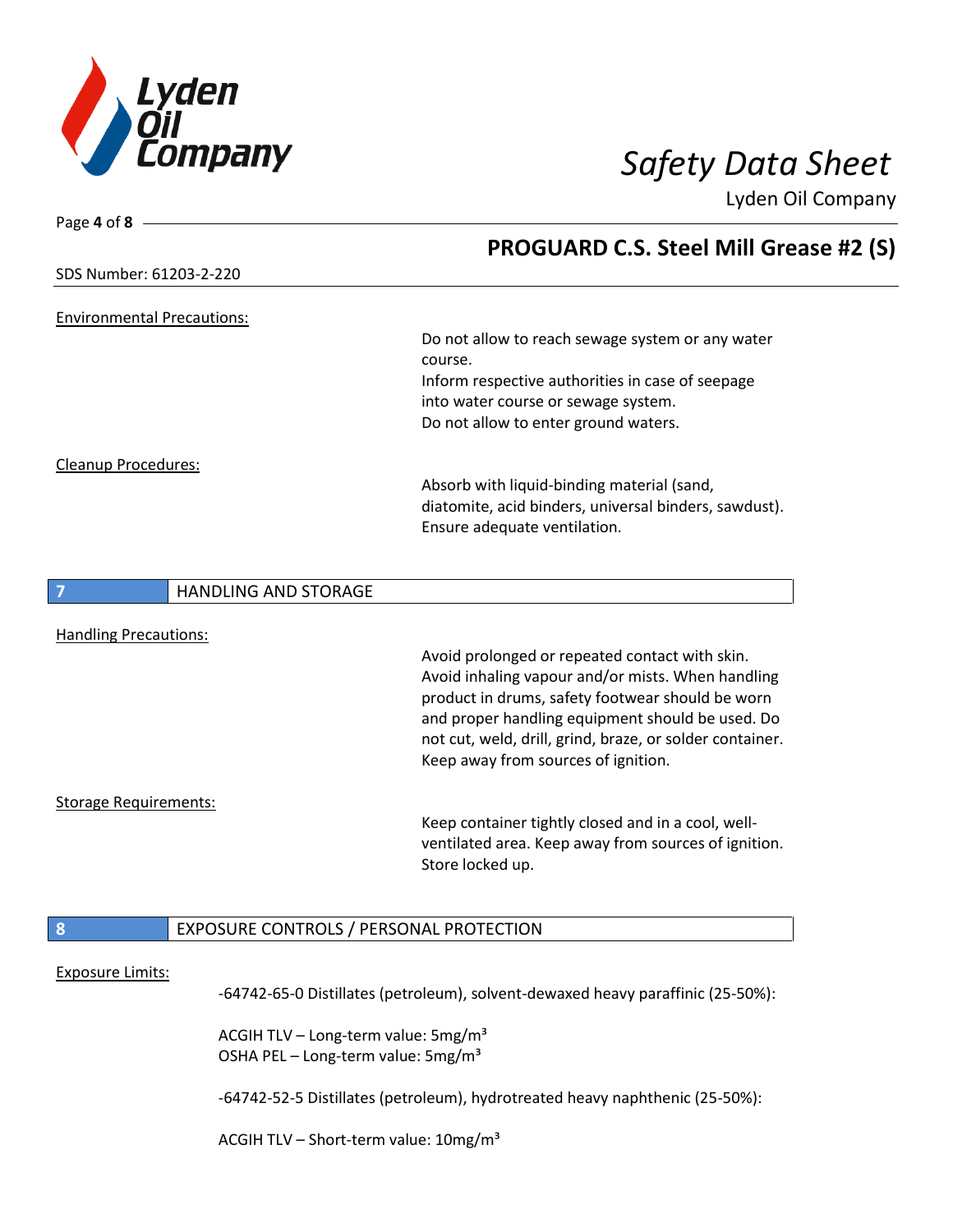Environmental Precautions:

Do not allow to reach sewage system or any water course.
Inform respective authorities in case of seepage into water course or sewage system.
Do not allow to enter ground waters.

Cleanup Procedures:

Absorb with liquid-binding material (sand, diatomite, acid binders, universal binders, sawdust). Ensure adequate ventilation.

## 7 HANDLING AND STORAGE

Handling Precautions:

Avoid prolonged or repeated contact with skin. Avoid inhaling vapour and/or mists. When handling product in drums, safety footwear should be worn and proper handling equipment should be used. Do not cut, weld, drill, grind, braze, or solder container. Keep away from sources of ignition.

Storage Requirements:

Keep container tightly closed and in a cool, well-ventilated area. Keep away from sources of ignition. Store locked up.

## 8 EXPOSURE CONTROLS / PERSONAL PROTECTION

Exposure Limits:

-64742-65-0 Distillates (petroleum), solvent-dewaxed heavy paraffinic (25-50%):

ACGIH TLV – Long-term value: 5mg/m³
OSHA PEL – Long-term value: 5mg/m³

-64742-52-5 Distillates (petroleum), hydrotreated heavy naphthenic (25-50%):

ACGIH TLV – Short-term value: 10mg/m³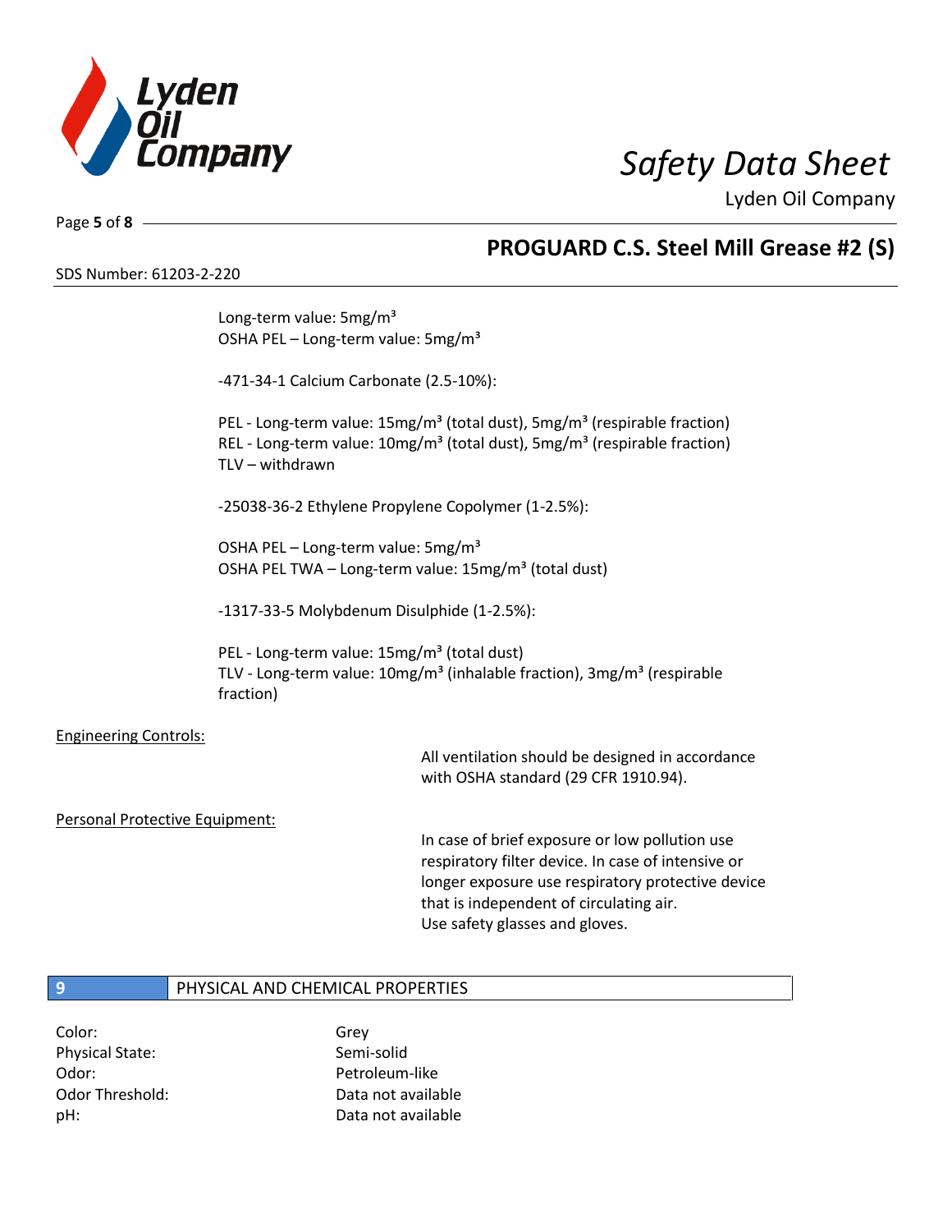Long-term value: 5mg/m³
OSHA PEL – Long-term value: 5mg/m³

-471-34-1 Calcium Carbonate (2.5-10%):

PEL - Long-term value: 15mg/m³ (total dust), 5mg/m³ (respirable fraction)
REL - Long-term value: 10mg/m³ (total dust), 5mg/m³ (respirable fraction)
TLV – withdrawn

-25038-36-2 Ethylene Propylene Copolymer (1-2.5%):

OSHA PEL – Long-term value: 5mg/m³
OSHA PEL TWA – Long-term value: 15mg/m³ (total dust)

-1317-33-5 Molybdenum Disulphide (1-2.5%):

PEL - Long-term value: 15mg/m³ (total dust)
TLV - Long-term value: 10mg/m³ (inhalable fraction), 3mg/m³ (respirable fraction)

Engineering Controls:

All ventilation should be designed in accordance with OSHA standard (29 CFR 1910.94).

Personal Protective Equipment:

In case of brief exposure or low pollution use respiratory filter device. In case of intensive or longer exposure use respiratory protective device that is independent of circulating air.
Use safety glasses and gloves.

## 9 PHYSICAL AND CHEMICAL PROPERTIES

| | |
|---|---|
| Color: | Grey |
| Physical State: | Semi-solid |
| Odor: | Petroleum-like |
| Odor Threshold: | Data not available |
| pH: | Data not available |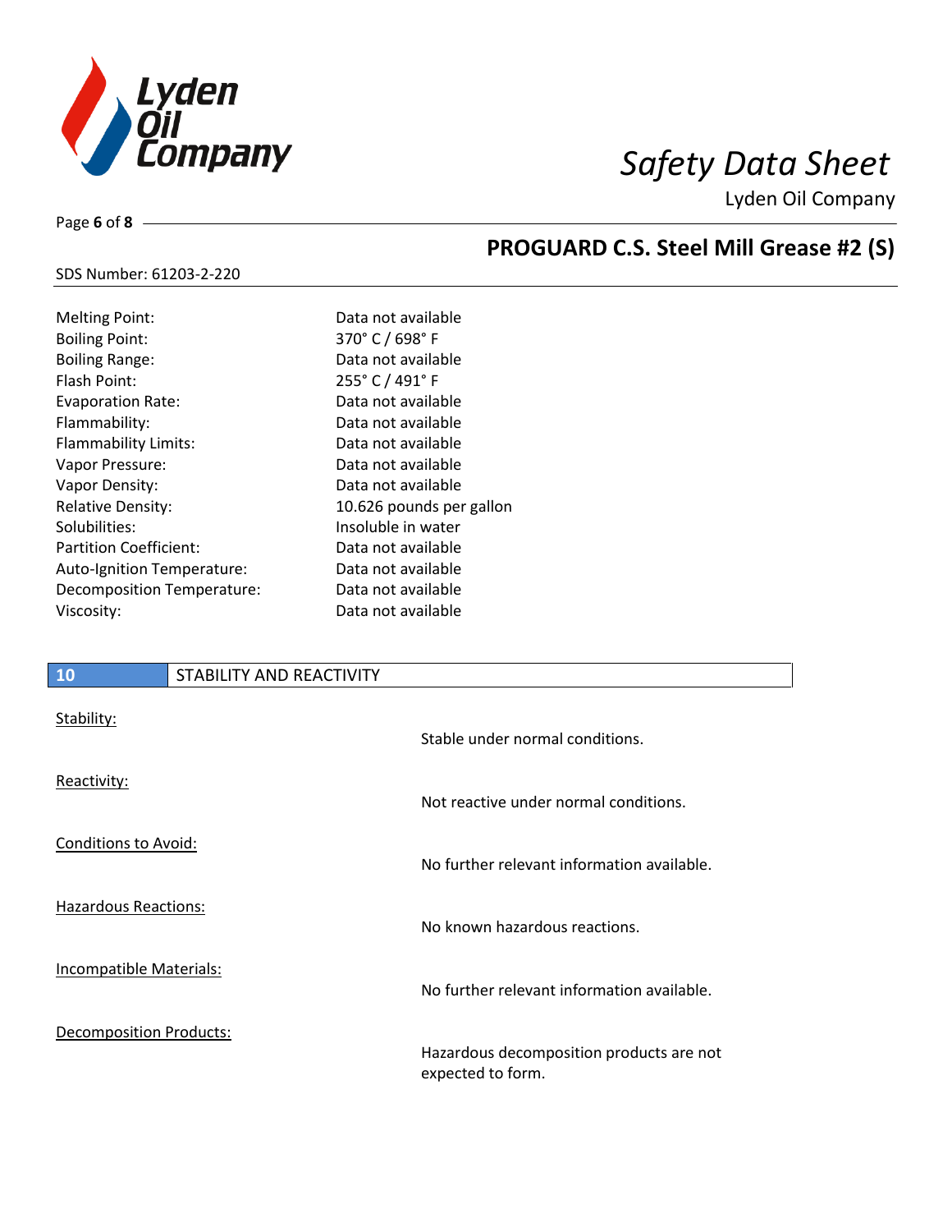| Property | Value |
| --- | --- |
| Melting Point: | Data not available |
| Boiling Point: | 370° C / 698° F |
| Boiling Range: | Data not available |
| Flash Point: | 255° C / 491° F |
| Evaporation Rate: | Data not available |
| Flammability: | Data not available |
| Flammability Limits: | Data not available |
| Vapor Pressure: | Data not available |
| Vapor Density: | Data not available |
| Relative Density: | 10.626 pounds per gallon |
| Solubilities: | Insoluble in water |
| Partition Coefficient: | Data not available |
| Auto-Ignition Temperature: | Data not available |
| Decomposition Temperature: | Data not available |
| Viscosity: | Data not available |

## 10 STABILITY AND REACTIVITY

Stability:

Stable under normal conditions.

Reactivity:

Not reactive under normal conditions.

Conditions to Avoid:

No further relevant information available.

Hazardous Reactions:

No known hazardous reactions.

Incompatible Materials:

No further relevant information available.

Decomposition Products:

Hazardous decomposition products are not expected to form.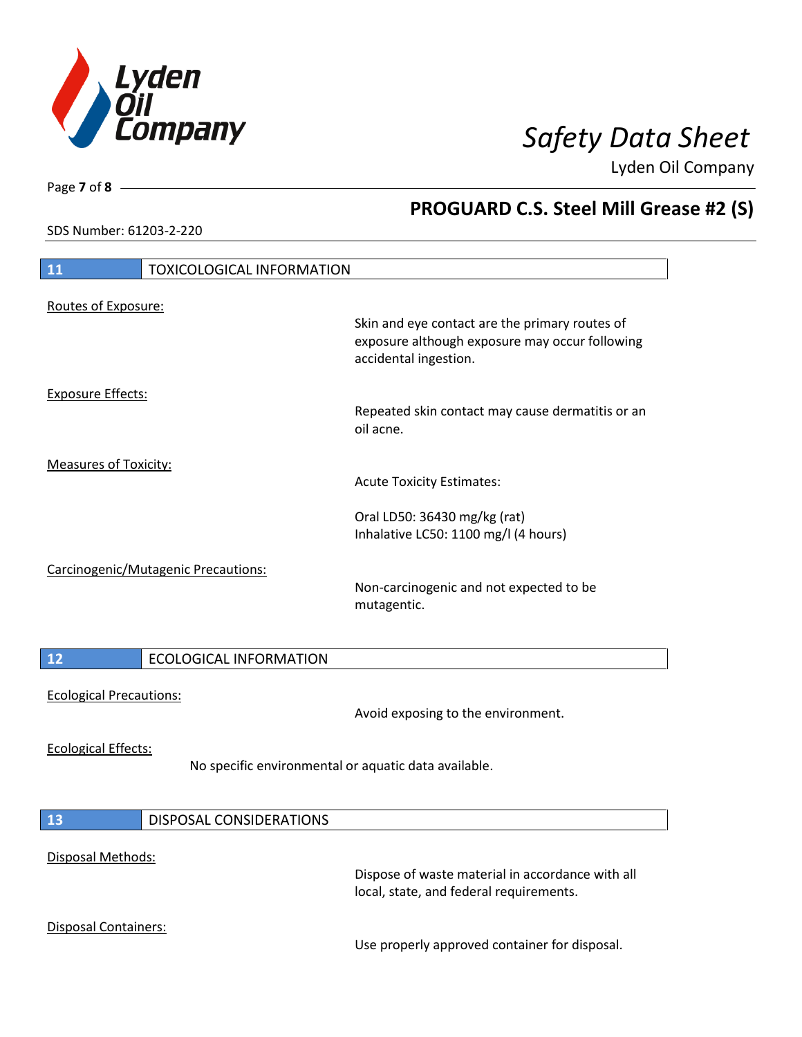## 11 TOXICOLOGICAL INFORMATION

Routes of Exposure:

Skin and eye contact are the primary routes of exposure although exposure may occur following accidental ingestion.

Exposure Effects:

Repeated skin contact may cause dermatitis or an oil acne.

Measures of Toxicity:

Acute Toxicity Estimates:

Oral LD50: 36430 mg/kg (rat)
Inhalative LC50: 1100 mg/l (4 hours)

Carcinogenic/Mutagenic Precautions:

Non-carcinogenic and not expected to be mutagentic.

## 12 ECOLOGICAL INFORMATION

Ecological Precautions:

Avoid exposing to the environment.

Ecological Effects:

No specific environmental or aquatic data available.

## 13 DISPOSAL CONSIDERATIONS

Disposal Methods:

Dispose of waste material in accordance with all local, state, and federal requirements.

Disposal Containers:

Use properly approved container for disposal.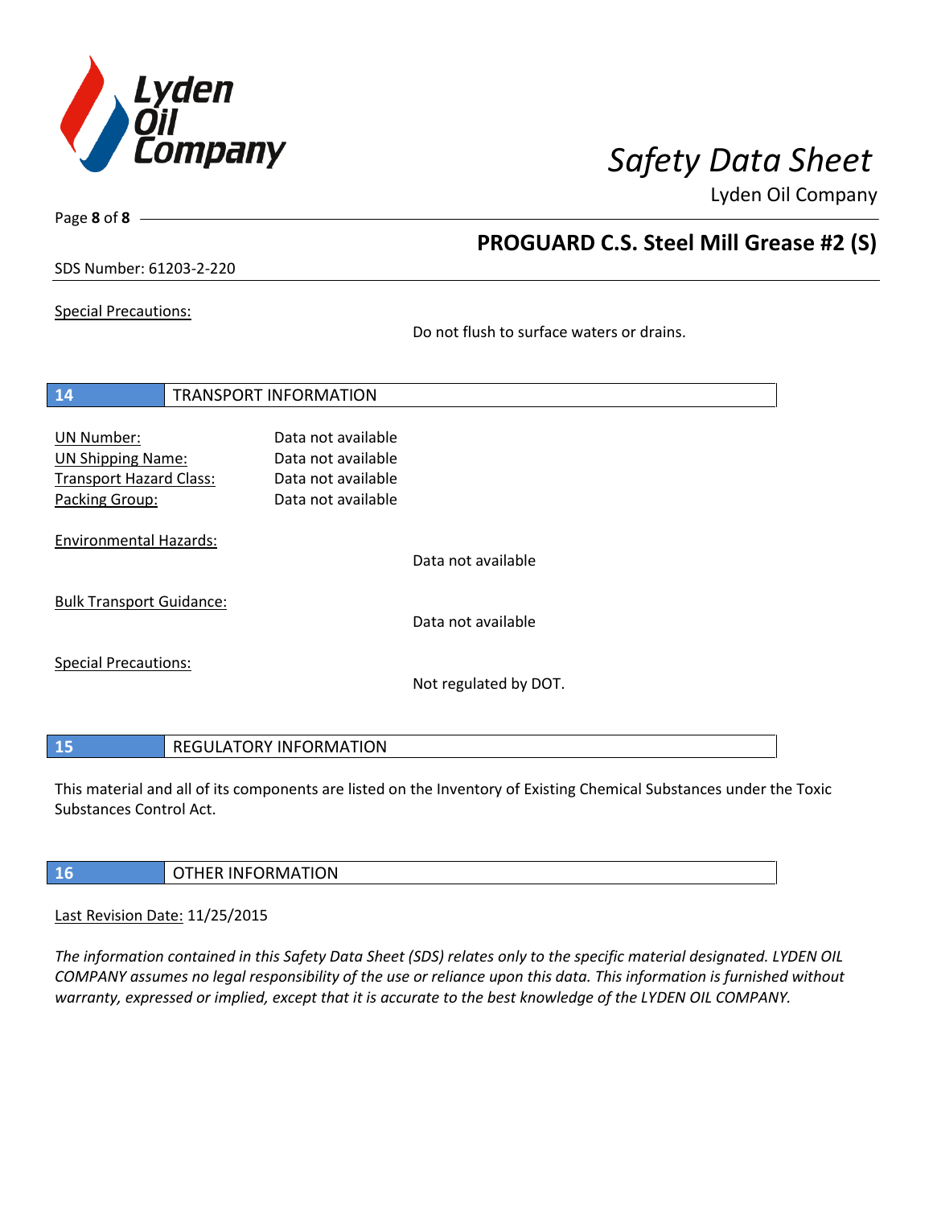Special Precautions:

Do not flush to surface waters or drains.

## 14 TRANSPORT INFORMATION

| | |
|---|---|
| UN Number: | Data not available |
| UN Shipping Name: | Data not available |
| Transport Hazard Class: | Data not available |
| Packing Group: | Data not available |

Environmental Hazards:

Data not available

Bulk Transport Guidance:

Data not available

Special Precautions:

Not regulated by DOT.

## 15 REGULATORY INFORMATION

This material and all of its components are listed on the Inventory of Existing Chemical Substances under the Toxic Substances Control Act.

## 16 OTHER INFORMATION

Last Revision Date: 11/25/2015

*The information contained in this Safety Data Sheet (SDS) relates only to the specific material designated. LYDEN OIL COMPANY assumes no legal responsibility of the use or reliance upon this data. This information is furnished without warranty, expressed or implied, except that it is accurate to the best knowledge of the LYDEN OIL COMPANY.*